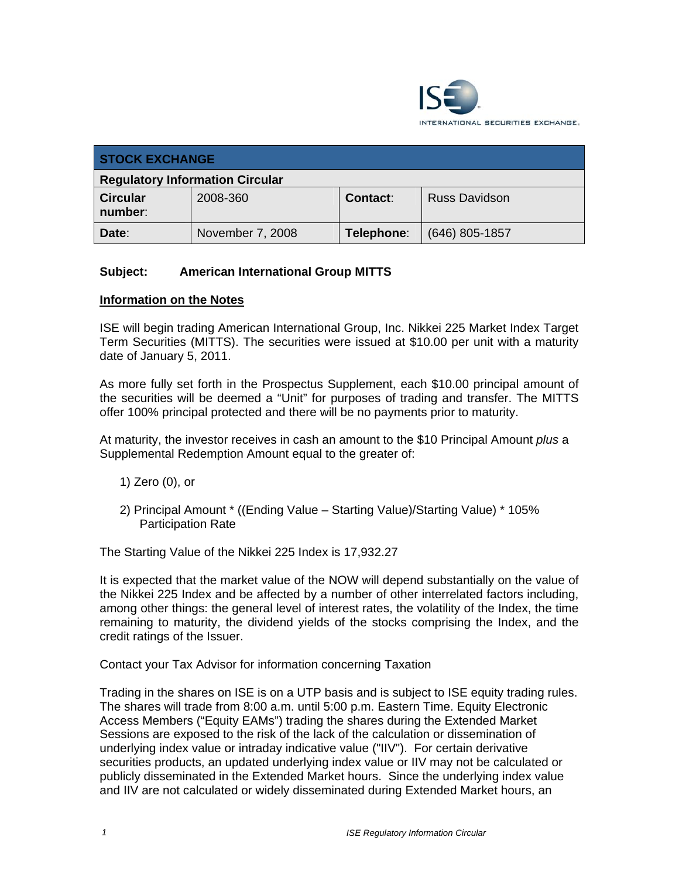ISE INTERNATIONAL SECURITIES EXCHANGE.

| STOCK EXCHANGE | | | |
|---|---|---|---|
| **Regulatory Information Circular** | | | |
| **Circular number**: | 2008-360 | **Contact**: | Russ Davidson |
| **Date**: | November 7, 2008 | **Telephone**: | (646) 805-1857 |

**Subject: American International Group MITTS**

**Information on the Notes**

ISE will begin trading American International Group, Inc. Nikkei 225 Market Index Target Term Securities (MITTS). The securities were issued at $10.00 per unit with a maturity date of January 5, 2011.

As more fully set forth in the Prospectus Supplement, each $10.00 principal amount of the securities will be deemed a "Unit" for purposes of trading and transfer. The MITTS offer 100% principal protected and there will be no payments prior to maturity.

At maturity, the investor receives in cash an amount to the $10 Principal Amount *plus* a Supplemental Redemption Amount equal to the greater of:

1) Zero (0), or

2) Principal Amount * ((Ending Value – Starting Value)/Starting Value) * 105% Participation Rate

The Starting Value of the Nikkei 225 Index is 17,932.27

It is expected that the market value of the NOW will depend substantially on the value of the Nikkei 225 Index and be affected by a number of other interrelated factors including, among other things: the general level of interest rates, the volatility of the Index, the time remaining to maturity, the dividend yields of the stocks comprising the Index, and the credit ratings of the Issuer.

Contact your Tax Advisor for information concerning Taxation

Trading in the shares on ISE is on a UTP basis and is subject to ISE equity trading rules. The shares will trade from 8:00 a.m. until 5:00 p.m. Eastern Time. Equity Electronic Access Members ("Equity EAMs") trading the shares during the Extended Market Sessions are exposed to the risk of the lack of the calculation or dissemination of underlying index value or intraday indicative value ("IIV"). For certain derivative securities products, an updated underlying index value or IIV may not be calculated or publicly disseminated in the Extended Market hours. Since the underlying index value and IIV are not calculated or widely disseminated during Extended Market hours, an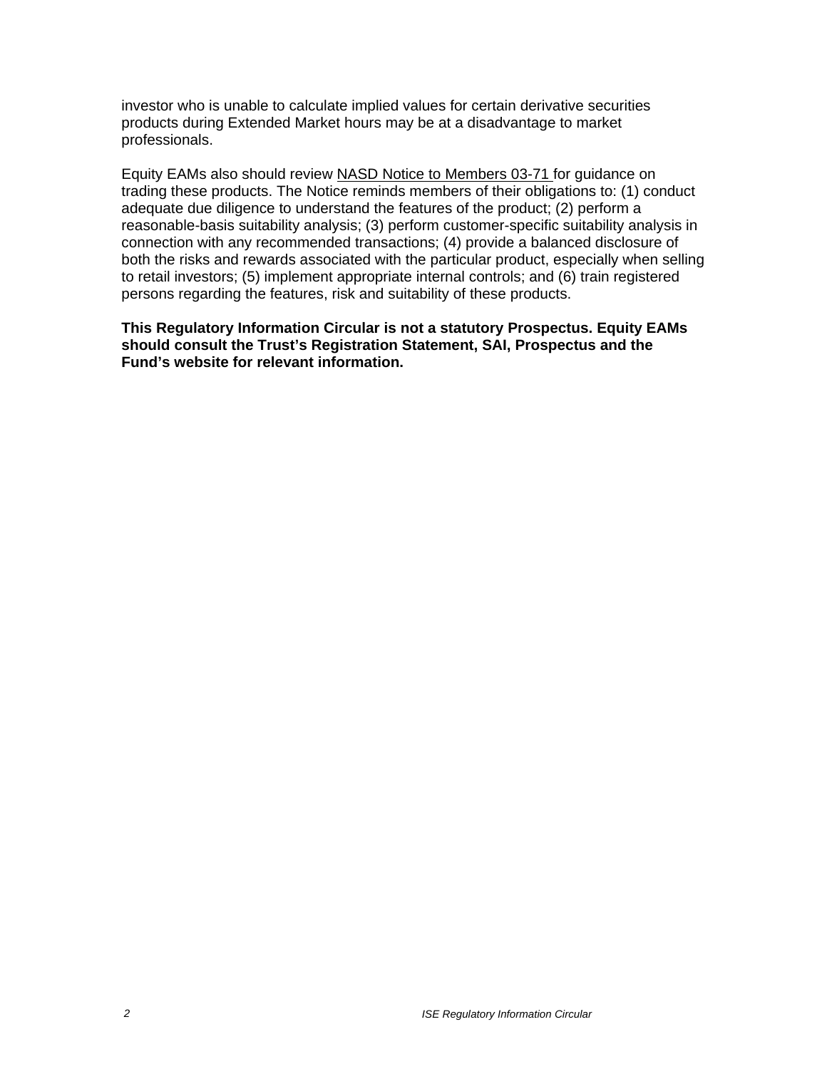investor who is unable to calculate implied values for certain derivative securities products during Extended Market hours may be at a disadvantage to market professionals.

Equity EAMs also should review NASD Notice to Members 03-71 for guidance on trading these products. The Notice reminds members of their obligations to: (1) conduct adequate due diligence to understand the features of the product; (2) perform a reasonable-basis suitability analysis; (3) perform customer-specific suitability analysis in connection with any recommended transactions; (4) provide a balanced disclosure of both the risks and rewards associated with the particular product, especially when selling to retail investors; (5) implement appropriate internal controls; and (6) train registered persons regarding the features, risk and suitability of these products.

**This Regulatory Information Circular is not a statutory Prospectus. Equity EAMs should consult the Trust's Registration Statement, SAI, Prospectus and the Fund's website for relevant information.**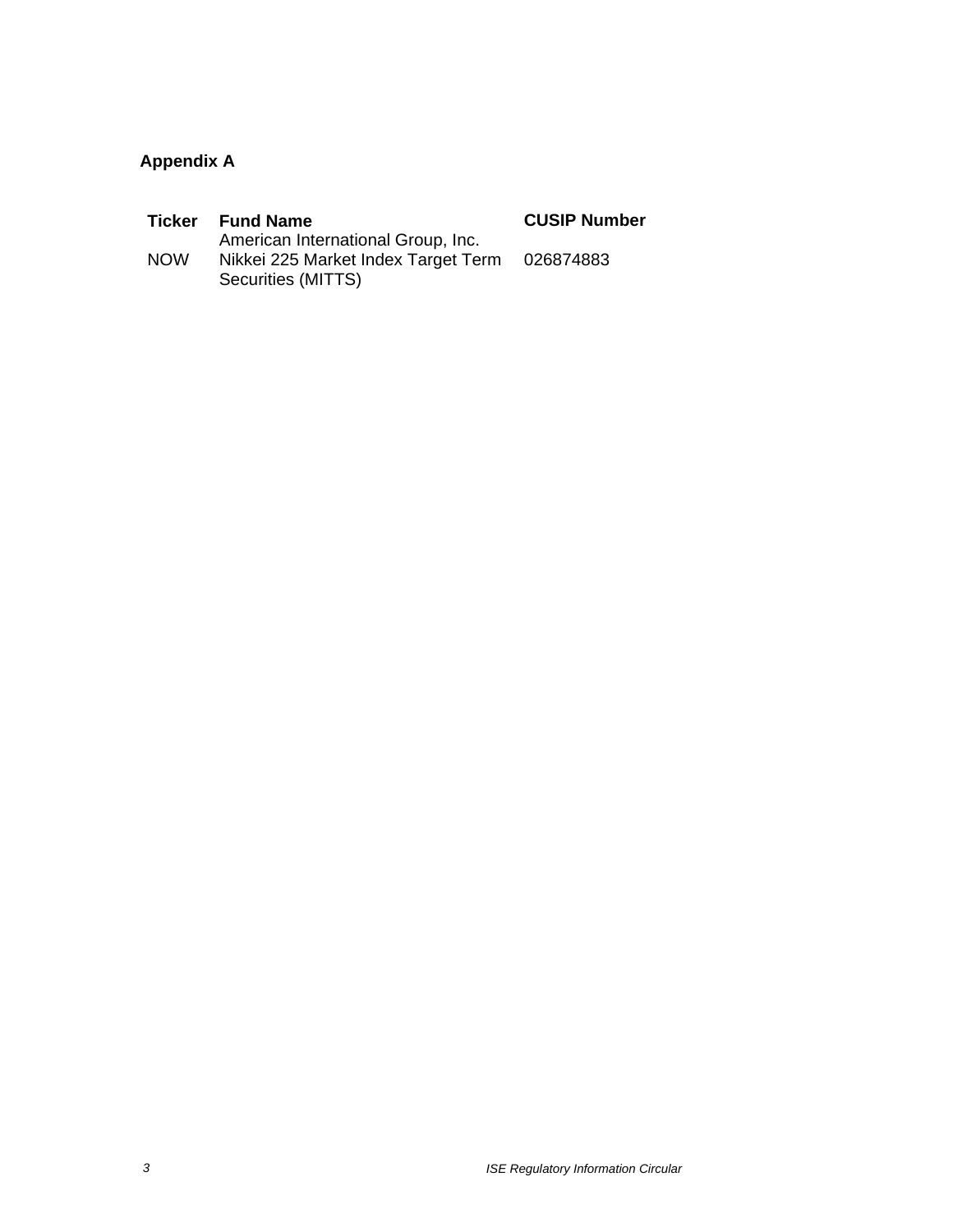**Appendix A**

| Ticker | Fund Name | CUSIP Number |
| --- | --- | --- |
| NOW | American International Group, Inc. Nikkei 225 Market Index Target Term Securities (MITTS) | 026874883 |